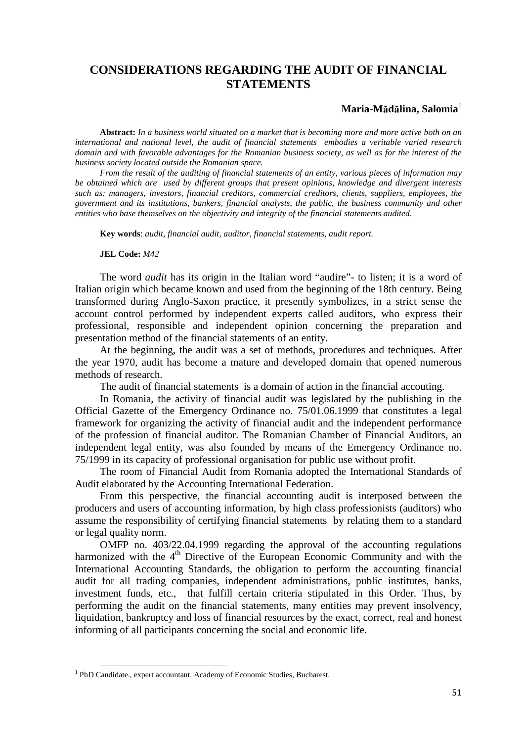# CONSIDERATIONS REGARDING THE AUDIT OF FINANCIAL STATEMENTS

**Maria-Mădălina, Salomia**[1]

**Abstract:** *In a business world situated on a market that is becoming more and more active both on an international and national level, the audit of financial statements embodies a veritable varied research domain and with favorable advantages for the Romanian business society, as well as for the interest of the business society located outside the Romanian space.*

*From the result of the auditing of financial statements of an entity, various pieces of information may be obtained which are used by different groups that present opinions, knowledge and divergent interests such as: managers, investors, financial creditors, commercial creditors, clients, suppliers, employees, the government and its institutions, bankers, financial analysts, the public, the business community and other entities who base themselves on the objectivity and integrity of the financial statements audited.*

**Key words**: *audit, financial audit, auditor, financial statements, audit report.*

**JEL Code:** *M42*

The word *audit* has its origin in the Italian word "audire"- to listen; it is a word of Italian origin which became known and used from the beginning of the 18th century. Being transformed during Anglo-Saxon practice, it presently symbolizes, in a strict sense the account control performed by independent experts called auditors, who express their professional, responsible and independent opinion concerning the preparation and presentation method of the financial statements of an entity.

At the beginning, the audit was a set of methods, procedures and techniques. After the year 1970, audit has become a mature and developed domain that opened numerous methods of research.

The audit of financial statements is a domain of action in the financial accouting.

In Romania, the activity of financial audit was legislated by the publishing in the Official Gazette of the Emergency Ordinance no. 75/01.06.1999 that constitutes a legal framework for organizing the activity of financial audit and the independent performance of the profession of financial auditor. The Romanian Chamber of Financial Auditors, an independent legal entity, was also founded by means of the Emergency Ordinance no. 75/1999 in its capacity of professional organisation for public use without profit.

The room of Financial Audit from Romania adopted the International Standards of Audit elaborated by the Accounting International Federation.

From this perspective, the financial accounting audit is interposed between the producers and users of accounting information, by high class professionists (auditors) who assume the responsibility of certifying financial statements by relating them to a standard or legal quality norm.

OMFP no. 403/22.04.1999 regarding the approval of the accounting regulations harmonized with the 4$^{th}$ Directive of the European Economic Community and with the International Accounting Standards, the obligation to perform the accounting financial audit for all trading companies, independent administrations, public institutes, banks, investment funds, etc., that fulfill certain criteria stipulated in this Order. Thus, by performing the audit on the financial statements, many entities may prevent insolvency, liquidation, bankruptcy and loss of financial resources by the exact, correct, real and honest informing of all participants concerning the social and economic life.

[1] PhD Candidate., expert accountant. Academy of Economic Studies, Bucharest.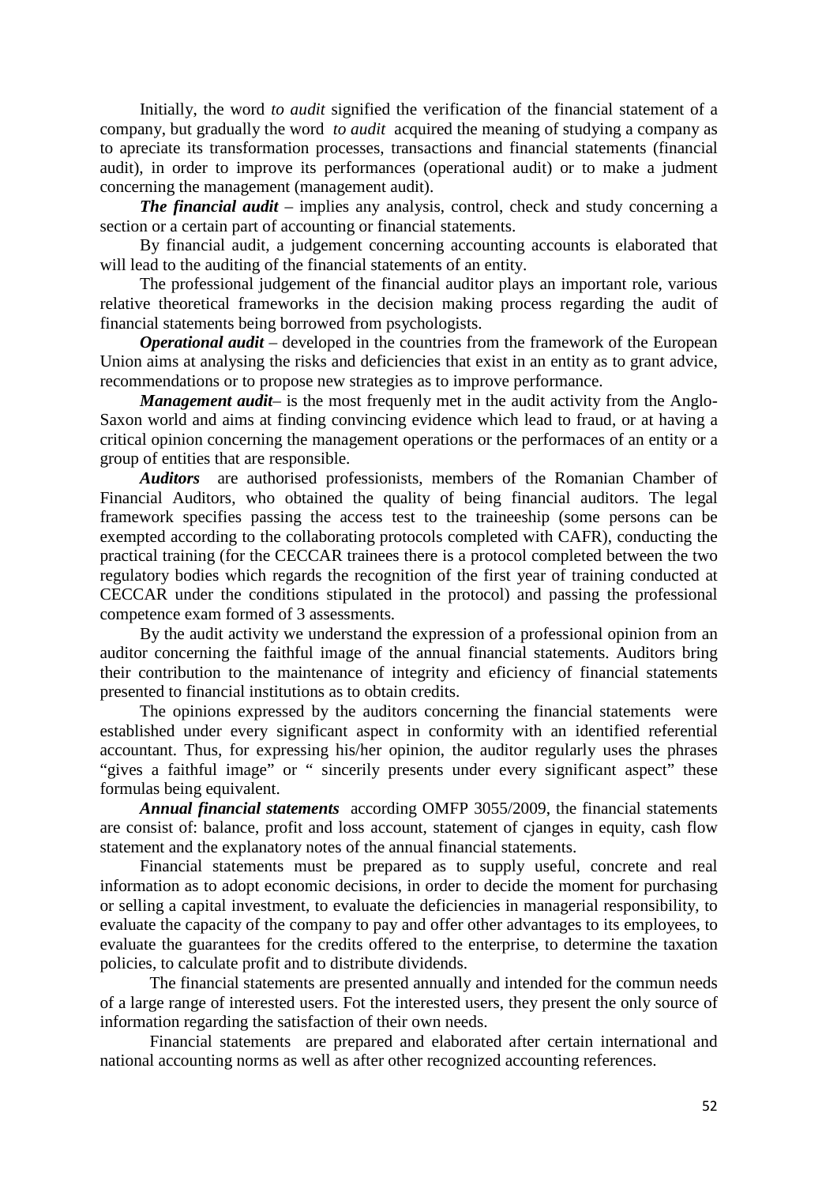Initially, the word *to audit* signified the verification of the financial statement of a company, but gradually the word *to audit* acquired the meaning of studying a company as to apreciate its transformation processes, transactions and financial statements (financial audit), in order to improve its performances (operational audit) or to make a judment concerning the management (management audit).

***The financial audit*** – implies any analysis, control, check and study concerning a section or a certain part of accounting or financial statements.

By financial audit, a judgement concerning accounting accounts is elaborated that will lead to the auditing of the financial statements of an entity.

The professional judgement of the financial auditor plays an important role, various relative theoretical frameworks in the decision making process regarding the audit of financial statements being borrowed from psychologists.

***Operational audit*** – developed in the countries from the framework of the European Union aims at analysing the risks and deficiencies that exist in an entity as to grant advice, recommendations or to propose new strategies as to improve performance.

***Management audit***– is the most frequenly met in the audit activity from the Anglo-Saxon world and aims at finding convincing evidence which lead to fraud, or at having a critical opinion concerning the management operations or the performaces of an entity or a group of entities that are responsible.

***Auditors*** are authorised professionists, members of the Romanian Chamber of Financial Auditors, who obtained the quality of being financial auditors. The legal framework specifies passing the access test to the traineeship (some persons can be exempted according to the collaborating protocols completed with CAFR), conducting the practical training (for the CECCAR trainees there is a protocol completed between the two regulatory bodies which regards the recognition of the first year of training conducted at CECCAR under the conditions stipulated in the protocol) and passing the professional competence exam formed of 3 assessments.

By the audit activity we understand the expression of a professional opinion from an auditor concerning the faithful image of the annual financial statements. Auditors bring their contribution to the maintenance of integrity and eficiency of financial statements presented to financial institutions as to obtain credits.

The opinions expressed by the auditors concerning the financial statements were established under every significant aspect in conformity with an identified referential accountant. Thus, for expressing his/her opinion, the auditor regularly uses the phrases "gives a faithful image" or " sincerily presents under every significant aspect" these formulas being equivalent.

***Annual financial statements*** according OMFP 3055/2009, the financial statements are consist of: balance, profit and loss account, statement of cjanges in equity, cash flow statement and the explanatory notes of the annual financial statements.

Financial statements must be prepared as to supply useful, concrete and real information as to adopt economic decisions, in order to decide the moment for purchasing or selling a capital investment, to evaluate the deficiencies in managerial responsibility, to evaluate the capacity of the company to pay and offer other advantages to its employees, to evaluate the guarantees for the credits offered to the enterprise, to determine the taxation policies, to calculate profit and to distribute dividends.

The financial statements are presented annually and intended for the commun needs of a large range of interested users. Fot the interested users, they present the only source of information regarding the satisfaction of their own needs.

Financial statements are prepared and elaborated after certain international and national accounting norms as well as after other recognized accounting references.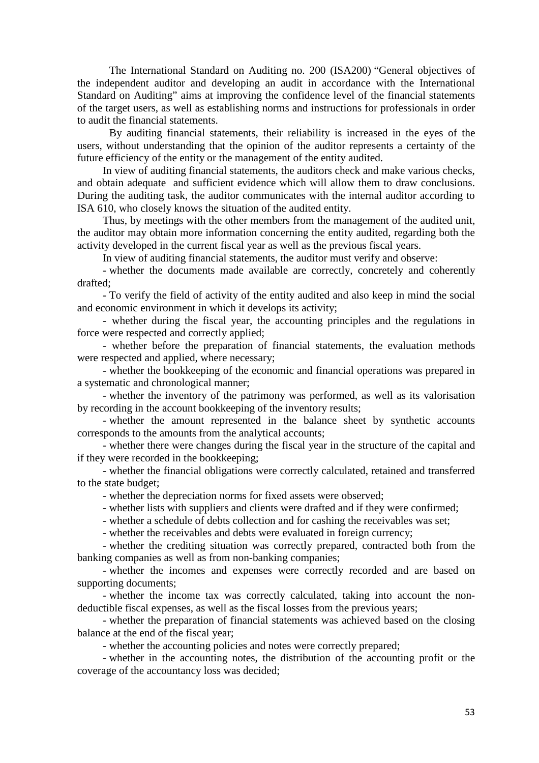The International Standard on Auditing no. 200 (ISA200) "General objectives of the independent auditor and developing an audit in accordance with the International Standard on Auditing" aims at improving the confidence level of the financial statements of the target users, as well as establishing norms and instructions for professionals in order to audit the financial statements.

By auditing financial statements, their reliability is increased in the eyes of the users, without understanding that the opinion of the auditor represents a certainty of the future efficiency of the entity or the management of the entity audited.

In view of auditing financial statements, the auditors check and make various checks, and obtain adequate and sufficient evidence which will allow them to draw conclusions. During the auditing task, the auditor communicates with the internal auditor according to ISA 610, who closely knows the situation of the audited entity.

Thus, by meetings with the other members from the management of the audited unit, the auditor may obtain more information concerning the entity audited, regarding both the activity developed in the current fiscal year as well as the previous fiscal years.

In view of auditing financial statements, the auditor must verify and observe:

- whether the documents made available are correctly, concretely and coherently drafted;
- To verify the field of activity of the entity audited and also keep in mind the social and economic environment in which it develops its activity;
- whether during the fiscal year, the accounting principles and the regulations in force were respected and correctly applied;
- whether before the preparation of financial statements, the evaluation methods were respected and applied, where necessary;
- whether the bookkeeping of the economic and financial operations was prepared in a systematic and chronological manner;
- whether the inventory of the patrimony was performed, as well as its valorisation by recording in the account bookkeeping of the inventory results;
- whether the amount represented in the balance sheet by synthetic accounts corresponds to the amounts from the analytical accounts;
- whether there were changes during the fiscal year in the structure of the capital and if they were recorded in the bookkeeping;
- whether the financial obligations were correctly calculated, retained and transferred to the state budget;
- whether the depreciation norms for fixed assets were observed;
- whether lists with suppliers and clients were drafted and if they were confirmed;
- whether a schedule of debts collection and for cashing the receivables was set;
- whether the receivables and debts were evaluated in foreign currency;
- whether the crediting situation was correctly prepared, contracted both from the banking companies as well as from non-banking companies;
- whether the incomes and expenses were correctly recorded and are based on supporting documents;
- whether the income tax was correctly calculated, taking into account the non-deductible fiscal expenses, as well as the fiscal losses from the previous years;
- whether the preparation of financial statements was achieved based on the closing balance at the end of the fiscal year;
- whether the accounting policies and notes were correctly prepared;
- whether in the accounting notes, the distribution of the accounting profit or the coverage of the accountancy loss was decided;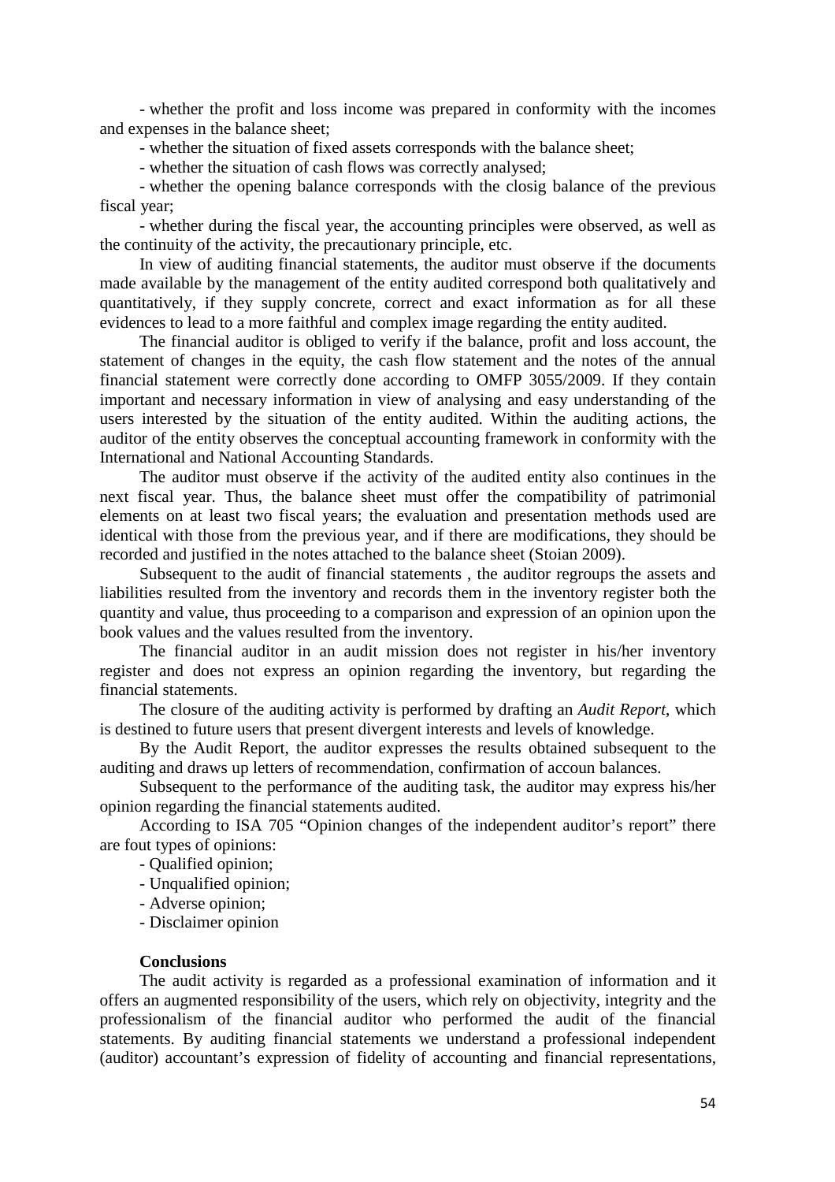- whether the profit and loss income was prepared in conformity with the incomes and expenses in the balance sheet;

- whether the situation of fixed assets corresponds with the balance sheet;

- whether the situation of cash flows was correctly analysed;

- whether the opening balance corresponds with the closig balance of the previous fiscal year;

- whether during the fiscal year, the accounting principles were observed, as well as the continuity of the activity, the precautionary principle, etc.

In view of auditing financial statements, the auditor must observe if the documents made available by the management of the entity audited correspond both qualitatively and quantitatively, if they supply concrete, correct and exact information as for all these evidences to lead to a more faithful and complex image regarding the entity audited.

The financial auditor is obliged to verify if the balance, profit and loss account, the statement of changes in the equity, the cash flow statement and the notes of the annual financial statement were correctly done according to OMFP 3055/2009. If they contain important and necessary information in view of analysing and easy understanding of the users interested by the situation of the entity audited. Within the auditing actions, the auditor of the entity observes the conceptual accounting framework in conformity with the International and National Accounting Standards.

The auditor must observe if the activity of the audited entity also continues in the next fiscal year. Thus, the balance sheet must offer the compatibility of patrimonial elements on at least two fiscal years; the evaluation and presentation methods used are identical with those from the previous year, and if there are modifications, they should be recorded and justified in the notes attached to the balance sheet (Stoian 2009).

Subsequent to the audit of financial statements , the auditor regroups the assets and liabilities resulted from the inventory and records them in the inventory register both the quantity and value, thus proceeding to a comparison and expression of an opinion upon the book values and the values resulted from the inventory.

The financial auditor in an audit mission does not register in his/her inventory register and does not express an opinion regarding the inventory, but regarding the financial statements.

The closure of the auditing activity is performed by drafting an *Audit Report*, which is destined to future users that present divergent interests and levels of knowledge.

By the Audit Report, the auditor expresses the results obtained subsequent to the auditing and draws up letters of recommendation, confirmation of accoun balances.

Subsequent to the performance of the auditing task, the auditor may express his/her opinion regarding the financial statements audited.

According to ISA 705 "Opinion changes of the independent auditor's report" there are fout types of opinions:

- Qualified opinion;
- Unqualified opinion;
- Adverse opinion;
- Disclaimer opinion

**Conclusions**

The audit activity is regarded as a professional examination of information and it offers an augmented responsibility of the users, which rely on objectivity, integrity and the professionalism of the financial auditor who performed the audit of the financial statements. By auditing financial statements we understand a professional independent (auditor) accountant's expression of fidelity of accounting and financial representations,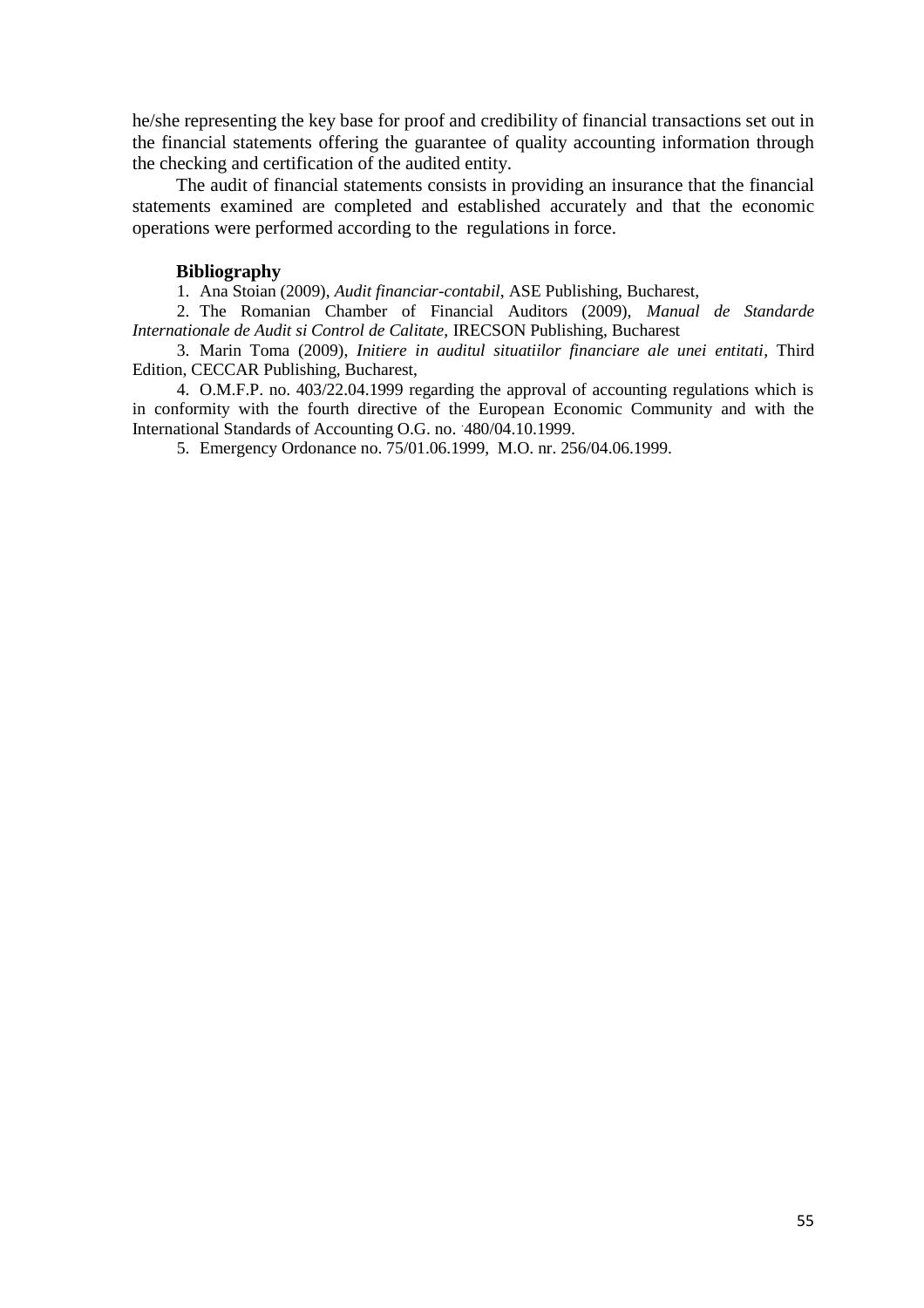he/she representing the key base for proof and credibility of financial transactions set out in the financial statements offering the guarantee of quality accounting information through the checking and certification of the audited entity.

The audit of financial statements consists in providing an insurance that the financial statements examined are completed and established accurately and that the economic operations were performed according to the regulations in force.

**Bibliography**

1. Ana Stoian (2009), *Audit financiar-contabil*, ASE Publishing, Bucharest,
2. The Romanian Chamber of Financial Auditors (2009), *Manual de Standarde Internationale de Audit si Control de Calitate,* IRECSON Publishing, Bucharest
3. Marin Toma (2009), *Initiere in auditul situatiilor financiare ale unei entitati*, Third Edition, CECCAR Publishing, Bucharest,
4. O.M.F.P. no. 403/22.04.1999 regarding the approval of accounting regulations which is in conformity with the fourth directive of the European Economic Community and with the International Standards of Accounting O.G. no. 480/04.10.1999.
5. Emergency Ordonance no. 75/01.06.1999, M.O. nr. 256/04.06.1999.